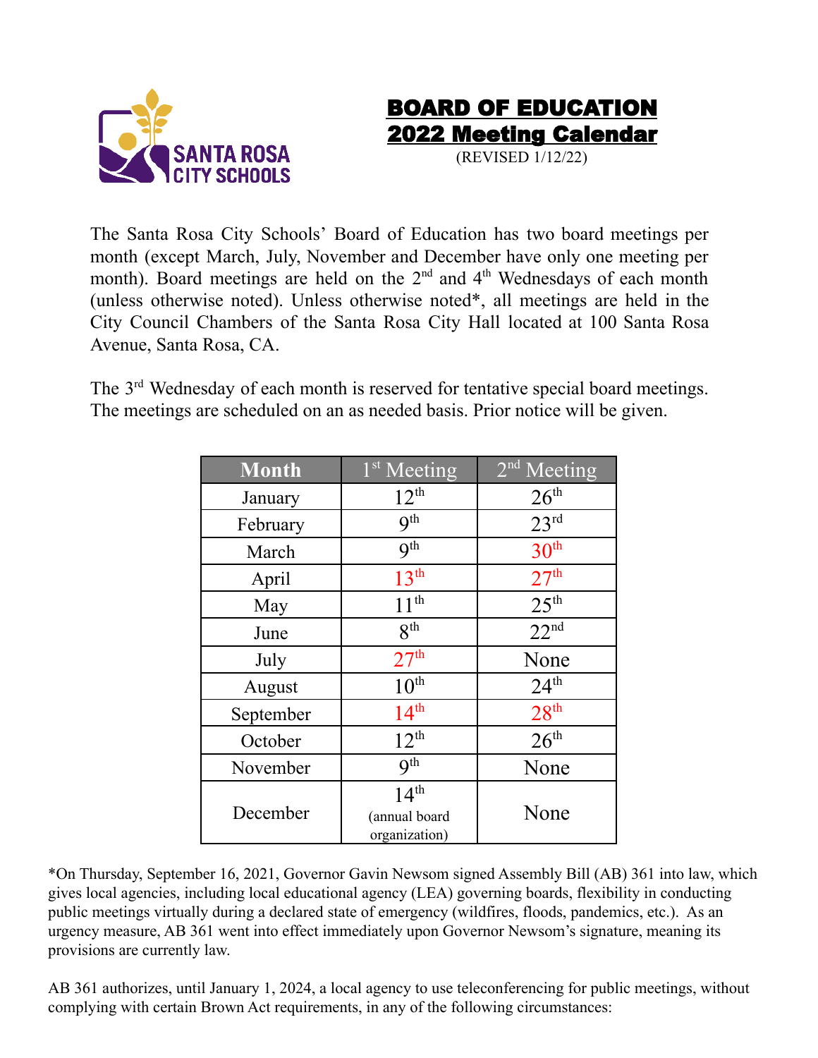# BOARD OF EDUCATION
# 2022 Meeting Calendar

(REVISED 1/12/22)

The Santa Rosa City Schools' Board of Education has two board meetings per month (except March, July, November and December have only one meeting per month). Board meetings are held on the 2nd and 4th Wednesdays of each month (unless otherwise noted). Unless otherwise noted*, all meetings are held in the City Council Chambers of the Santa Rosa City Hall located at 100 Santa Rosa Avenue, Santa Rosa, CA.

The 3rd Wednesday of each month is reserved for tentative special board meetings. The meetings are scheduled on an as needed basis. Prior notice will be given.

| Month | 1st Meeting | 2nd Meeting |
|---|---|---|
| January | 12th | 26th |
| February | 9th | 23rd |
| March | 9th | 30th |
| April | 13th | 27th |
| May | 11th | 25th |
| June | 8th | 22nd |
| July | 27th | None |
| August | 10th | 24th |
| September | 14th | 28th |
| October | 12th | 26th |
| November | 9th | None |
| December | 14th (annual board organization) | None |

*On Thursday, September 16, 2021, Governor Gavin Newsom signed Assembly Bill (AB) 361 into law, which gives local agencies, including local educational agency (LEA) governing boards, flexibility in conducting public meetings virtually during a declared state of emergency (wildfires, floods, pandemics, etc.). As an urgency measure, AB 361 went into effect immediately upon Governor Newsom's signature, meaning its provisions are currently law.

AB 361 authorizes, until January 1, 2024, a local agency to use teleconferencing for public meetings, without complying with certain Brown Act requirements, in any of the following circumstances: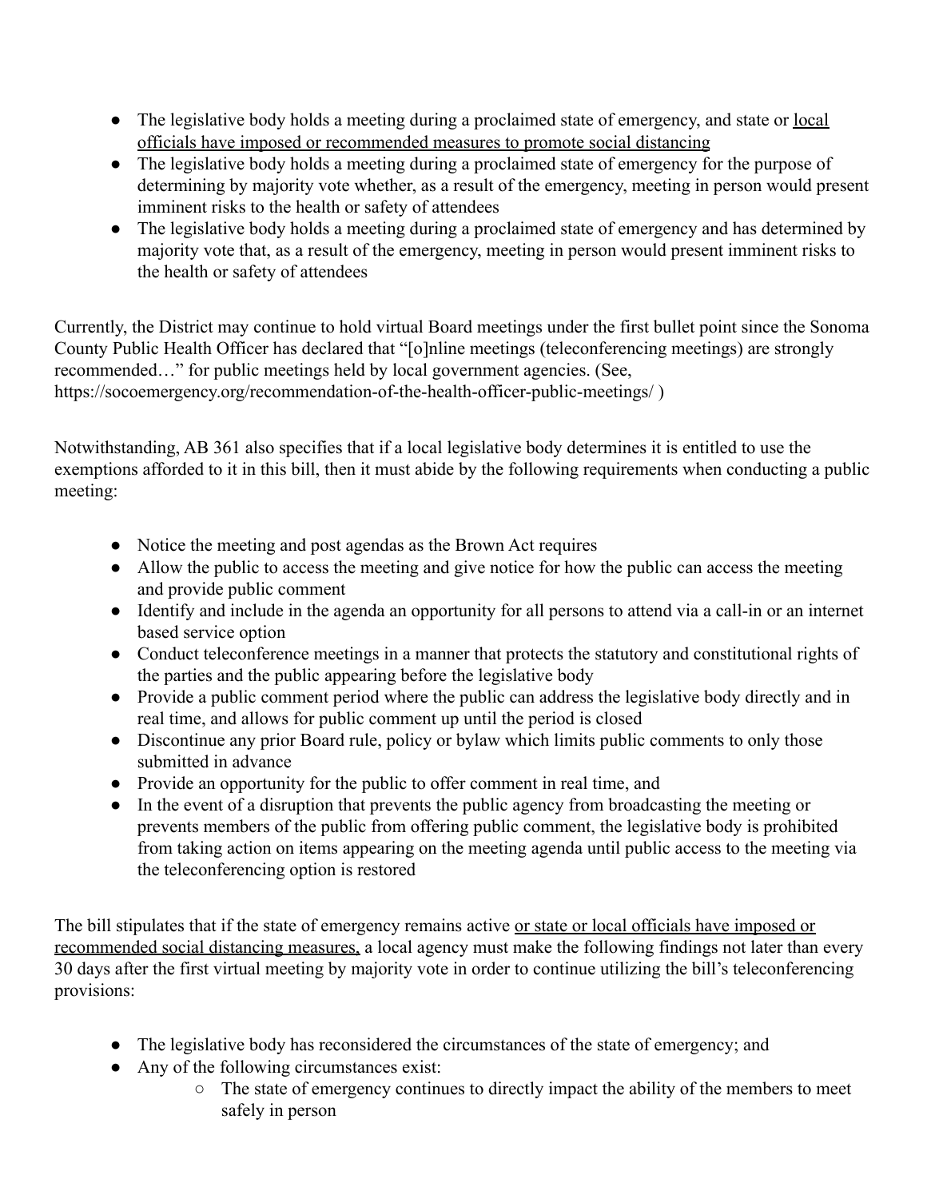- The legislative body holds a meeting during a proclaimed state of emergency, and state or <u>local officials have imposed or recommended measures to promote social distancing</u>
- The legislative body holds a meeting during a proclaimed state of emergency for the purpose of determining by majority vote whether, as a result of the emergency, meeting in person would present imminent risks to the health or safety of attendees
- The legislative body holds a meeting during a proclaimed state of emergency and has determined by majority vote that, as a result of the emergency, meeting in person would present imminent risks to the health or safety of attendees

Currently, the District may continue to hold virtual Board meetings under the first bullet point since the Sonoma County Public Health Officer has declared that "[o]nline meetings (teleconferencing meetings) are strongly recommended…" for public meetings held by local government agencies. (See, https://socoemergency.org/recommendation-of-the-health-officer-public-meetings/ )

Notwithstanding, AB 361 also specifies that if a local legislative body determines it is entitled to use the exemptions afforded to it in this bill, then it must abide by the following requirements when conducting a public meeting:

- Notice the meeting and post agendas as the Brown Act requires
- Allow the public to access the meeting and give notice for how the public can access the meeting and provide public comment
- Identify and include in the agenda an opportunity for all persons to attend via a call-in or an internet based service option
- Conduct teleconference meetings in a manner that protects the statutory and constitutional rights of the parties and the public appearing before the legislative body
- Provide a public comment period where the public can address the legislative body directly and in real time, and allows for public comment up until the period is closed
- Discontinue any prior Board rule, policy or bylaw which limits public comments to only those submitted in advance
- Provide an opportunity for the public to offer comment in real time, and
- In the event of a disruption that prevents the public agency from broadcasting the meeting or prevents members of the public from offering public comment, the legislative body is prohibited from taking action on items appearing on the meeting agenda until public access to the meeting via the teleconferencing option is restored

The bill stipulates that if the state of emergency remains active <u>or state or local officials have imposed or recommended social distancing measures,</u> a local agency must make the following findings not later than every 30 days after the first virtual meeting by majority vote in order to continue utilizing the bill's teleconferencing provisions:

- The legislative body has reconsidered the circumstances of the state of emergency; and
- Any of the following circumstances exist:
  - The state of emergency continues to directly impact the ability of the members to meet safely in person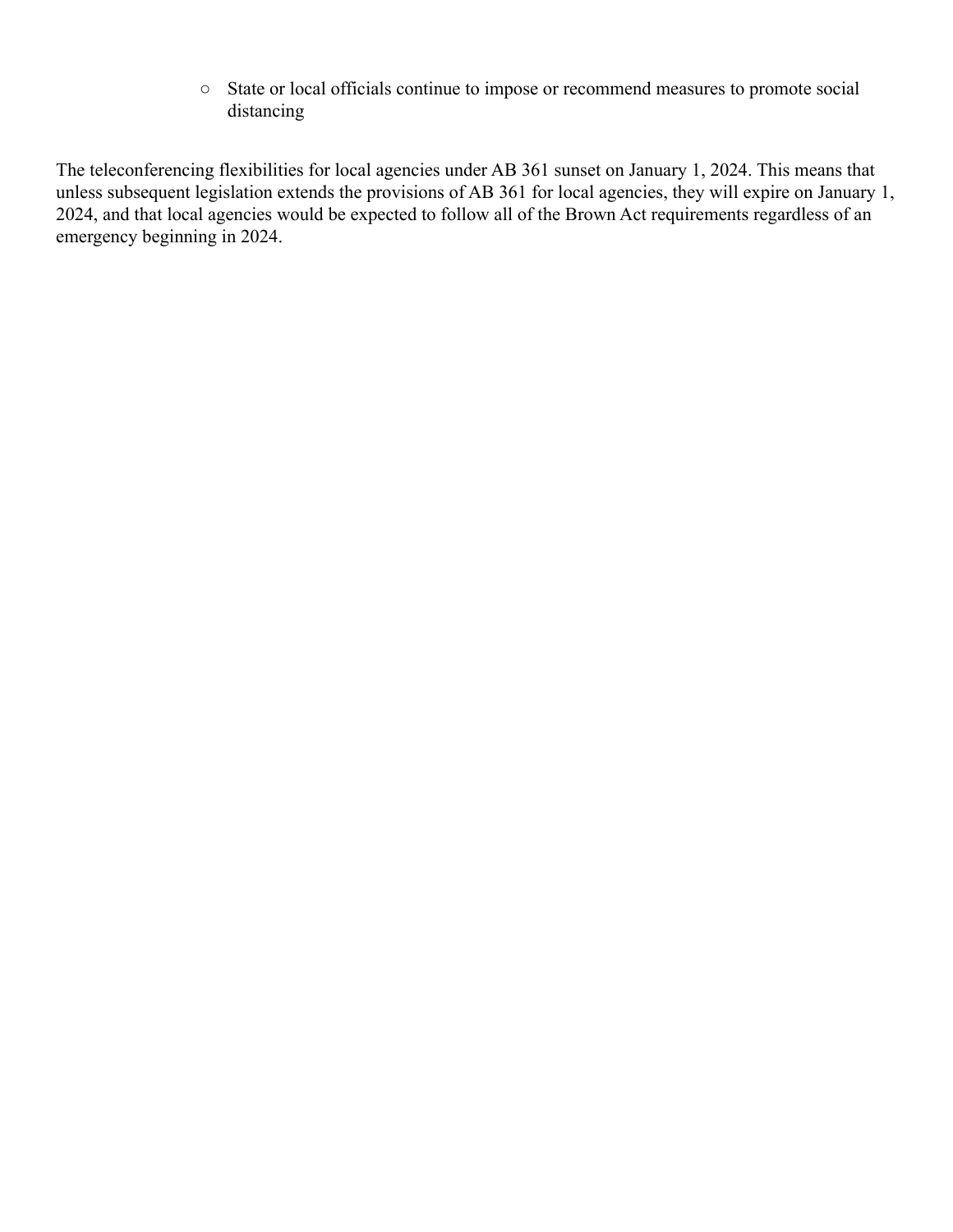- State or local officials continue to impose or recommend measures to promote social distancing

The teleconferencing flexibilities for local agencies under AB 361 sunset on January 1, 2024. This means that unless subsequent legislation extends the provisions of AB 361 for local agencies, they will expire on January 1, 2024, and that local agencies would be expected to follow all of the Brown Act requirements regardless of an emergency beginning in 2024.